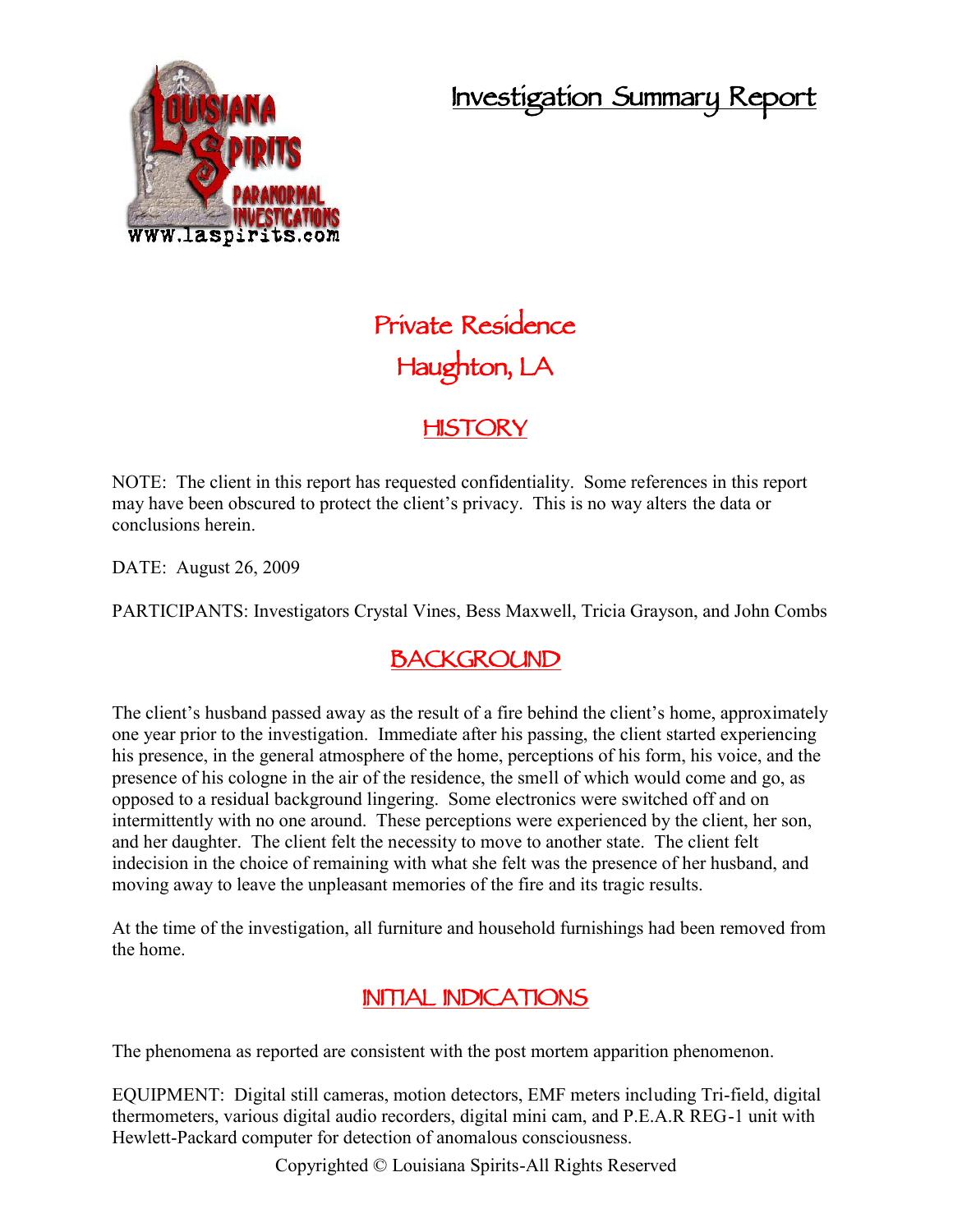# Investigation Summary Report

## Private Residence
## Haughton, LA

## HISTORY

NOTE: The client in this report has requested confidentiality. Some references in this report may have been obscured to protect the client's privacy. This is no way alters the data or conclusions herein.

DATE: August 26, 2009

PARTICIPANTS: Investigators Crystal Vines, Bess Maxwell, Tricia Grayson, and John Combs

## BACKGROUND

The client's husband passed away as the result of a fire behind the client's home, approximately one year prior to the investigation. Immediate after his passing, the client started experiencing his presence, in the general atmosphere of the home, perceptions of his form, his voice, and the presence of his cologne in the air of the residence, the smell of which would come and go, as opposed to a residual background lingering. Some electronics were switched off and on intermittently with no one around. These perceptions were experienced by the client, her son, and her daughter. The client felt the necessity to move to another state. The client felt indecision in the choice of remaining with what she felt was the presence of her husband, and moving away to leave the unpleasant memories of the fire and its tragic results.

At the time of the investigation, all furniture and household furnishings had been removed from the home.

## INITIAL INDICATIONS

The phenomena as reported are consistent with the post mortem apparition phenomenon.

EQUIPMENT: Digital still cameras, motion detectors, EMF meters including Tri-field, digital thermometers, various digital audio recorders, digital mini cam, and P.E.A.R REG-1 unit with Hewlett-Packard computer for detection of anomalous consciousness.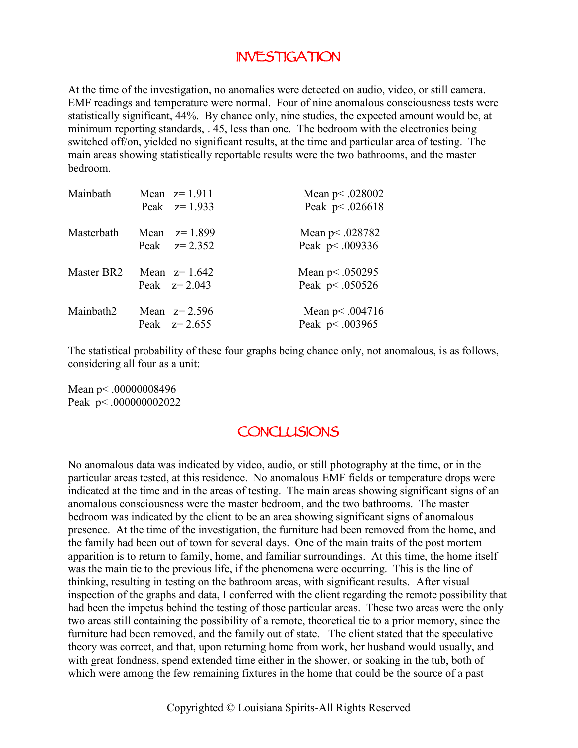## INVESTIGATION

At the time of the investigation, no anomalies were detected on audio, video, or still camera. EMF readings and temperature were normal. Four of nine anomalous consciousness tests were statistically significant, 44%. By chance only, nine studies, the expected amount would be, at minimum reporting standards, . 45, less than one. The bedroom with the electronics being switched off/on, yielded no significant results, at the time and particular area of testing. The main areas showing statistically reportable results were the two bathrooms, and the master bedroom.

| Area | | z | p |
|---|---|---|---|
| Mainbath | Mean | $z = 1.911$ | Mean $p < .028002$ |
| | Peak | $z = 1.933$ | Peak $p < .026618$ |
| Masterbath | Mean | $z = 1.899$ | Mean $p < .028782$ |
| | Peak | $z = 2.352$ | Peak $p < .009336$ |
| Master BR2 | Mean | $z = 1.642$ | Mean $p < .050295$ |
| | Peak | $z = 2.043$ | Peak $p < .050526$ |
| Mainbath2 | Mean | $z = 2.596$ | Mean $p < .004716$ |
| | Peak | $z = 2.655$ | Peak $p < .003965$ |

The statistical probability of these four graphs being chance only, not anomalous, is as follows, considering all four as a unit:

Mean $p < .00000008496$
Peak $p < .000000002022$

## CONCLUSIONS

No anomalous data was indicated by video, audio, or still photography at the time, or in the particular areas tested, at this residence. No anomalous EMF fields or temperature drops were indicated at the time and in the areas of testing. The main areas showing significant signs of an anomalous consciousness were the master bedroom, and the two bathrooms. The master bedroom was indicated by the client to be an area showing significant signs of anomalous presence. At the time of the investigation, the furniture had been removed from the home, and the family had been out of town for several days. One of the main traits of the post mortem apparition is to return to family, home, and familiar surroundings. At this time, the home itself was the main tie to the previous life, if the phenomena were occurring. This is the line of thinking, resulting in testing on the bathroom areas, with significant results. After visual inspection of the graphs and data, I conferred with the client regarding the remote possibility that had been the impetus behind the testing of those particular areas. These two areas were the only two areas still containing the possibility of a remote, theoretical tie to a prior memory, since the furniture had been removed, and the family out of state. The client stated that the speculative theory was correct, and that, upon returning home from work, her husband would usually, and with great fondness, spend extended time either in the shower, or soaking in the tub, both of which were among the few remaining fixtures in the home that could be the source of a past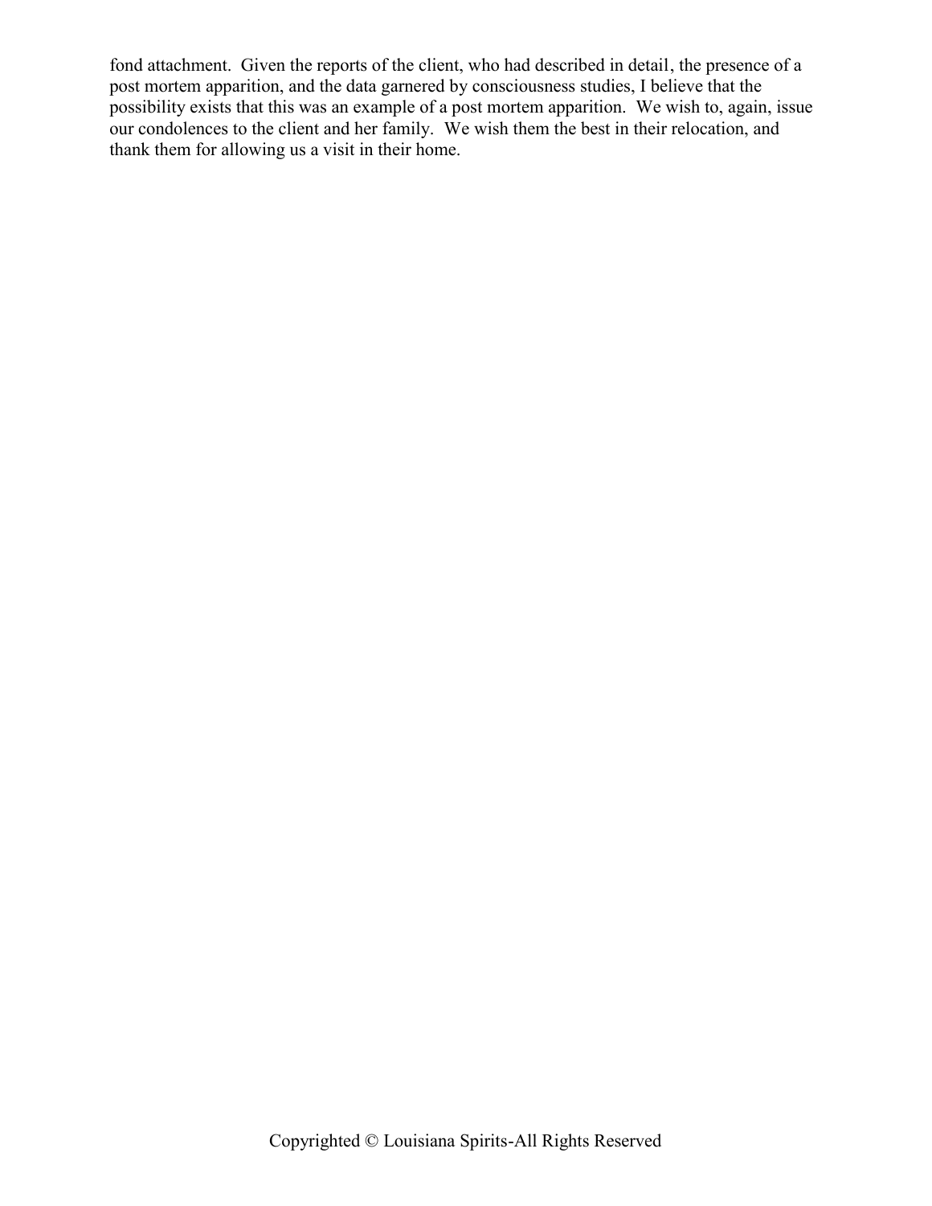fond attachment. Given the reports of the client, who had described in detail, the presence of a post mortem apparition, and the data garnered by consciousness studies, I believe that the possibility exists that this was an example of a post mortem apparition. We wish to, again, issue our condolences to the client and her family. We wish them the best in their relocation, and thank them for allowing us a visit in their home.